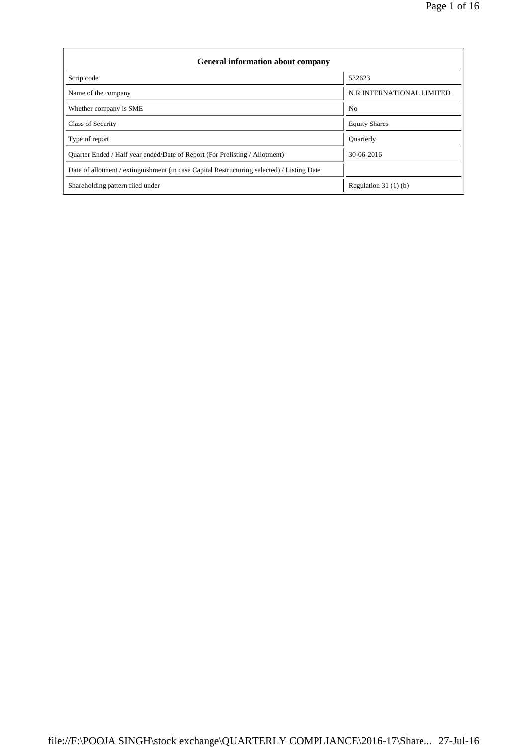| General information about company | |
| --- | --- |
| Scrip code | 532623 |
| Name of the company | N R INTERNATIONAL LIMITED |
| Whether company is SME | No |
| Class of Security | Equity Shares |
| Type of report | Quarterly |
| Quarter Ended / Half year ended/Date of Report (For Prelisting / Allotment) | 30-06-2016 |
| Date of allotment / extinguishment (in case Capital Restructuring selected) / Listing Date | |
| Shareholding pattern filed under | Regulation 31 (1) (b) |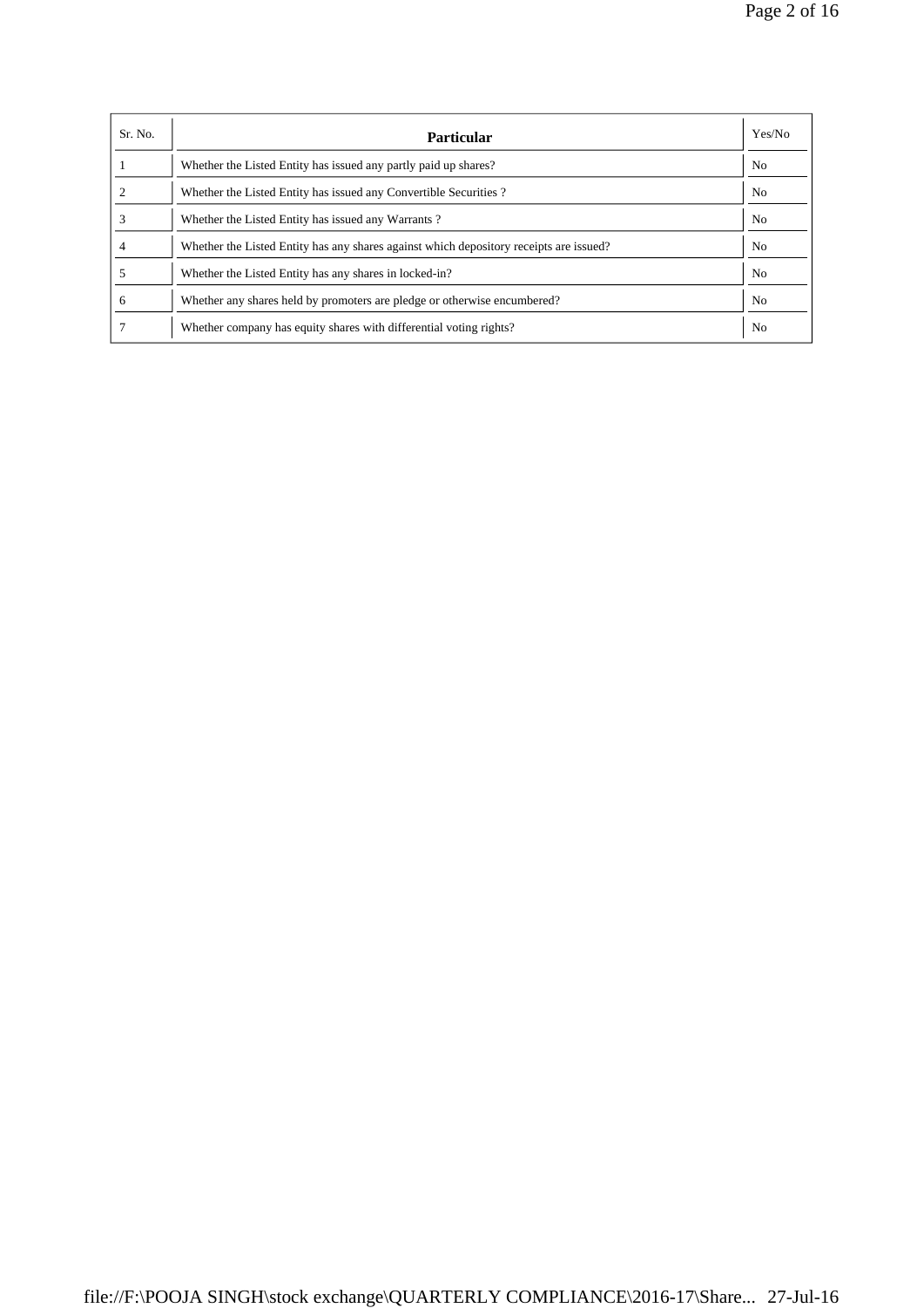| Sr. No. | Particular | Yes/No |
| --- | --- | --- |
| 1 | Whether the Listed Entity has issued any partly paid up shares? | No |
| 2 | Whether the Listed Entity has issued any Convertible Securities ? | No |
| 3 | Whether the Listed Entity has issued any Warrants ? | No |
| 4 | Whether the Listed Entity has any shares against which depository receipts are issued? | No |
| 5 | Whether the Listed Entity has any shares in locked-in? | No |
| 6 | Whether any shares held by promoters are pledge or otherwise encumbered? | No |
| 7 | Whether company has equity shares with differential voting rights? | No |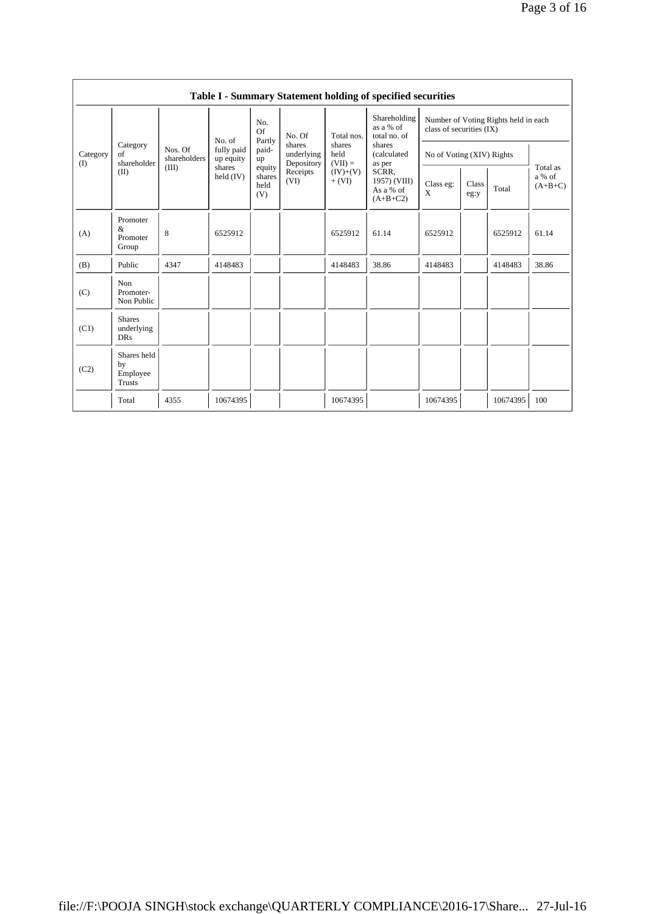## Table I - Summary Statement holding of specified securities

| Category (I) | Category of shareholder (II) | Nos. Of shareholders (III) | No. of fully paid up equity shares held (IV) | No. Of Partly paid-up equity shares held (V) | No. Of shares underlying Depository Receipts (VI) | Total nos. shares held (VII) = (IV)+(V)+ (VI) | Shareholding as a % of total no. of shares (calculated as per SCRR, 1957) (VIII) As a % of (A+B+C2) | Number of Voting Rights held in each class of securities (IX) | | | |
|---|---|---|---|---|---|---|---|---|---|---|---|
| | | | | | | | | No of Voting (XIV) Rights | | | Total as a % of (A+B+C) |
| | | | | | | | | Class eg: X | Class eg:y | Total | |
| (A) | Promoter & Promoter Group | 8 | 6525912 | | | 6525912 | 61.14 | 6525912 | | 6525912 | 61.14 |
| (B) | Public | 4347 | 4148483 | | | 4148483 | 38.86 | 4148483 | | 4148483 | 38.86 |
| (C) | Non Promoter- Non Public | | | | | | | | | | |
| (C1) | Shares underlying DRs | | | | | | | | | | |
| (C2) | Shares held by Employee Trusts | | | | | | | | | | |
| | Total | 4355 | 10674395 | | | 10674395 | | 10674395 | | 10674395 | 100 |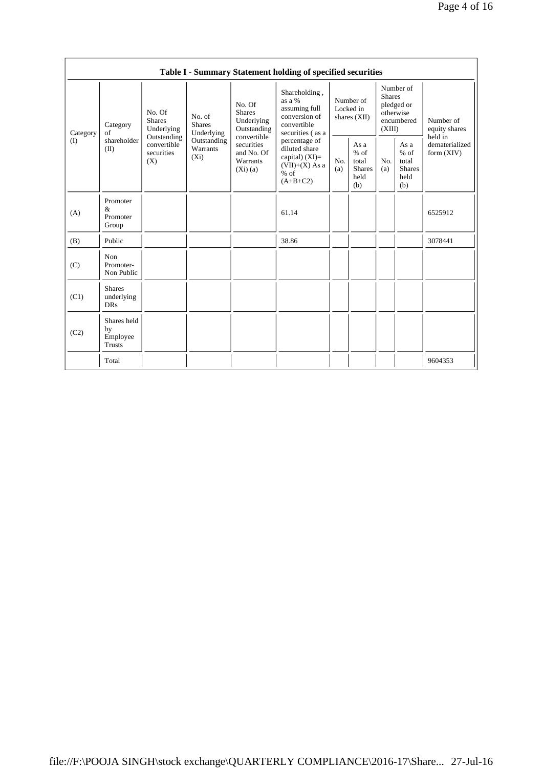| Table I - Summary Statement holding of specified securities | | | | | | | | | | | |
|---|---|---|---|---|---|---|---|---|---|---|---|
| Category (I) | Category of shareholder (II) | No. Of Shares Underlying Outstanding convertible securities (X) | No. of Shares Underlying Outstanding Warrants (Xi) | No. Of Shares Underlying Outstanding convertible securities and No. Of Warrants (Xi) (a) | Shareholding , as a % assuming full conversion of convertible securities ( as a percentage of diluted share capital) (XI)= (VII)+(X) As a % of (A+B+C2) | Number of Locked in shares (XII) | | Number of Shares pledged or otherwise encumbered (XIII) | | Number of equity shares held in dematerialized form (XIV) |
| | | | | | | No. (a) | As a % of total Shares held (b) | No. (a) | As a % of total Shares held (b) | |
| (A) | Promoter & Promoter Group | | | | 61.14 | | | | | 6525912 |
| (B) | Public | | | | 38.86 | | | | | 3078441 |
| (C) | Non Promoter- Non Public | | | | | | | | | |
| (C1) | Shares underlying DRs | | | | | | | | | |
| (C2) | Shares held by Employee Trusts | | | | | | | | | |
| | Total | | | | | | | | | 9604353 |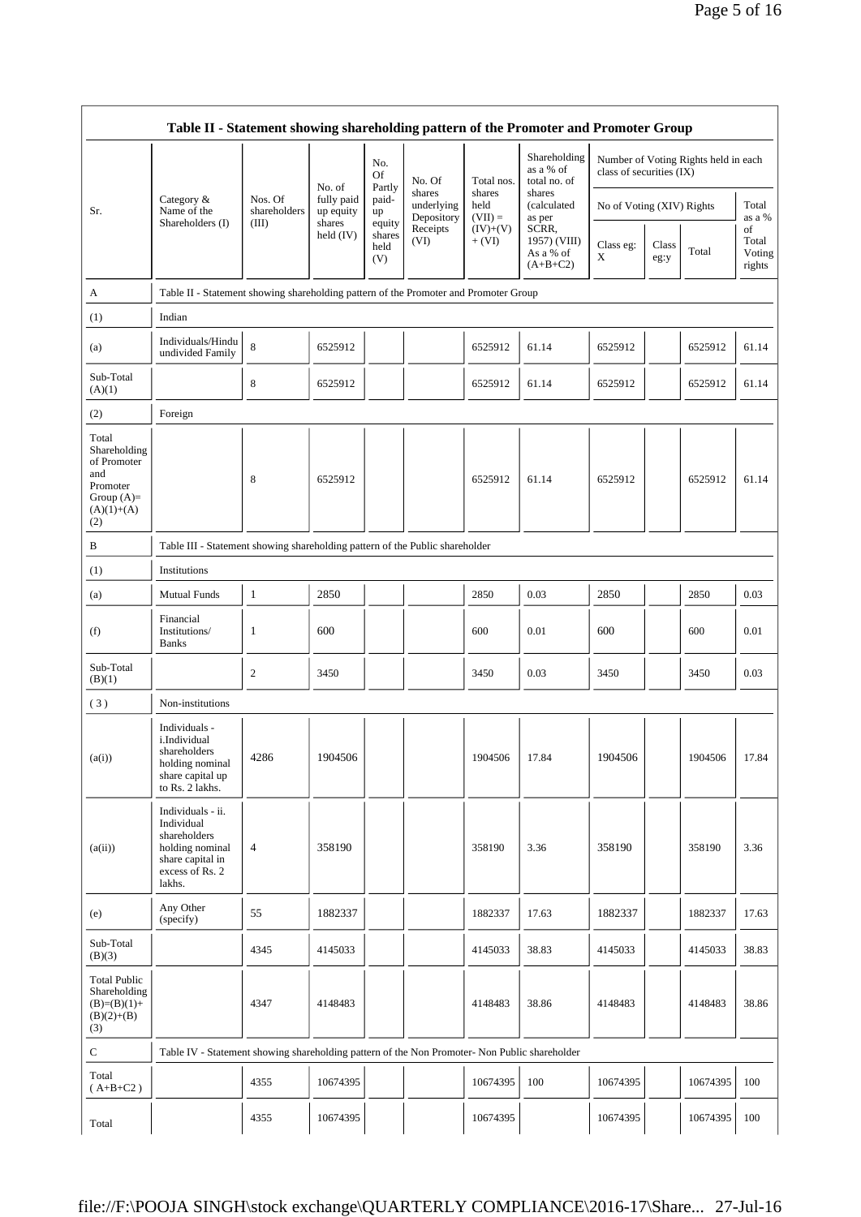| Table II - Statement showing shareholding pattern of the Promoter and Promoter Group | | | | | | | | | | | | |
|---|---|---|---|---|---|---|---|---|---|---|---|---|
| Sr. | Category & Name of the Shareholders (I) | Nos. Of shareholders (III) | No. of fully paid up equity shares held (IV) | No. Of Partly paid-up equity shares held (V) | No. Of shares underlying Depository Receipts (VI) | Total nos. shares held (VII) = (IV)+(V)+ (VI) | Shareholding as a % of total no. of shares (calculated as per SCRR, 1957) (VIII) As a % of (A+B+C2) | Number of Voting Rights held in each class of securities (IX) | | | | |
| | | | | | | | | No of Voting (XIV) Rights | | | Total as a % of Total Voting rights |
| | | | | | | | | Class eg: X | Class eg:y | Total | |
| A | Table II - Statement showing shareholding pattern of the Promoter and Promoter Group | | | | | | | | | | |
| (1) | Indian | | | | | | | | | | |
| (a) | Individuals/Hindu undivided Family | 8 | 6525912 | | | 6525912 | 61.14 | 6525912 | | 6525912 | 61.14 |
| Sub-Total (A)(1) | | 8 | 6525912 | | | 6525912 | 61.14 | 6525912 | | 6525912 | 61.14 |
| (2) | Foreign | | | | | | | | | | |
| Total Shareholding of Promoter and Promoter Group (A)=(A)(1)+(A)(2) | | 8 | 6525912 | | | 6525912 | 61.14 | 6525912 | | 6525912 | 61.14 |
| B | Table III - Statement showing shareholding pattern of the Public shareholder | | | | | | | | | | |
| (1) | Institutions | | | | | | | | | | |
| (a) | Mutual Funds | 1 | 2850 | | | 2850 | 0.03 | 2850 | | 2850 | 0.03 |
| (f) | Financial Institutions/ Banks | 1 | 600 | | | 600 | 0.01 | 600 | | 600 | 0.01 |
| Sub-Total (B)(1) | | 2 | 3450 | | | 3450 | 0.03 | 3450 | | 3450 | 0.03 |
| (3) | Non-institutions | | | | | | | | | | |
| (a(i)) | Individuals - i.Individual shareholders holding nominal share capital up to Rs. 2 lakhs. | 4286 | 1904506 | | | 1904506 | 17.84 | 1904506 | | 1904506 | 17.84 |
| (a(ii)) | Individuals - ii. Individual shareholders holding nominal share capital in excess of Rs. 2 lakhs. | 4 | 358190 | | | 358190 | 3.36 | 358190 | | 358190 | 3.36 |
| (e) | Any Other (specify) | 55 | 1882337 | | | 1882337 | 17.63 | 1882337 | | 1882337 | 17.63 |
| Sub-Total (B)(3) | | 4345 | 4145033 | | | 4145033 | 38.83 | 4145033 | | 4145033 | 38.83 |
| Total Public Shareholding (B)=(B)(1)+(B)(2)+(B)(3) | | 4347 | 4148483 | | | 4148483 | 38.86 | 4148483 | | 4148483 | 38.86 |
| C | Table IV - Statement showing shareholding pattern of the Non Promoter- Non Public shareholder | | | | | | | | | | |
| Total ( A+B+C2 ) | | 4355 | 10674395 | | | 10674395 | 100 | 10674395 | | 10674395 | 100 |
| Total | | 4355 | 10674395 | | | 10674395 | | 10674395 | | 10674395 | 100 |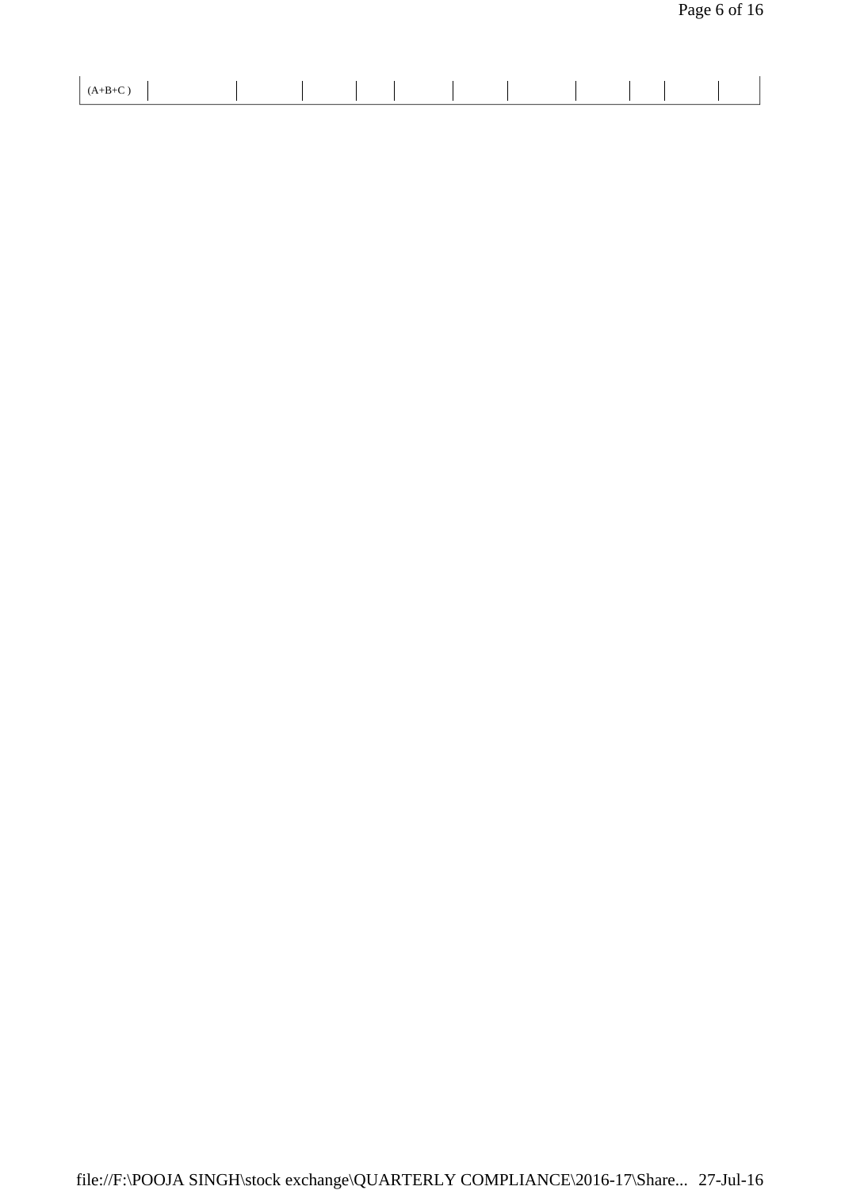| | | | | | | | | | | | |
|---|---|---|---|---|---|---|---|---|---|---|---|
| (A+B+C ) | | | | | | | | | | | |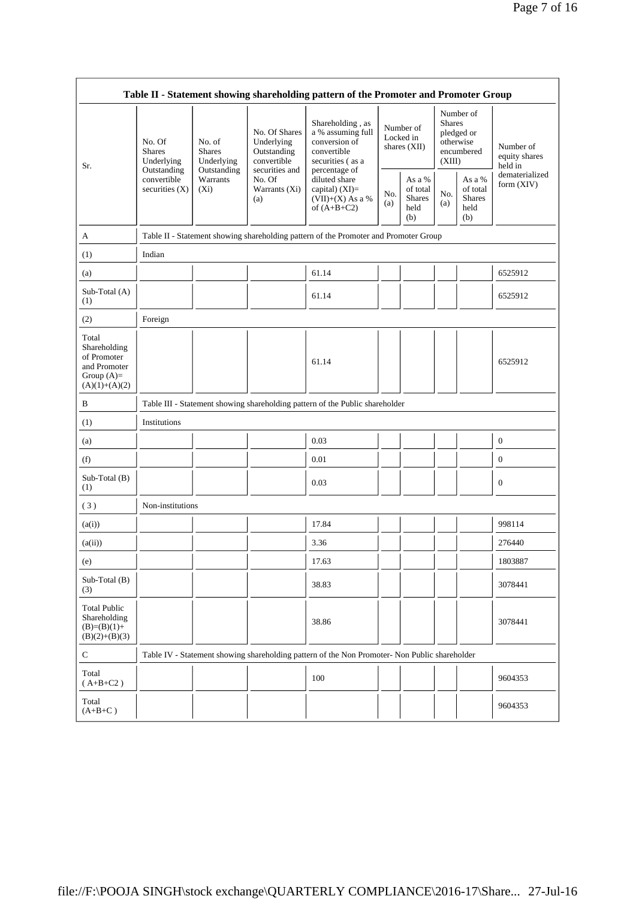| Table II - Statement showing shareholding pattern of the Promoter and Promoter Group | | | | | | | | | |
|---|---|---|---|---|---|---|---|---|---|
| Sr. | No. Of Shares Underlying Outstanding convertible securities (X) | No. of Shares Underlying Outstanding Warrants (Xi) | No. Of Shares Underlying Outstanding convertible securities and No. Of Warrants (Xi) (a) | Shareholding , as a % assuming full conversion of convertible securities ( as a percentage of diluted share capital) (XI)= (VII)+(X) As a % of (A+B+C2) | Number of Locked in shares (XII) | | Number of Shares pledged or otherwise encumbered (XIII) | | Number of equity shares held in dematerialized form (XIV) |
| | | | | | No. (a) | As a % of total Shares held (b) | No. (a) | As a % of total Shares held (b) | |
| A | Table II - Statement showing shareholding pattern of the Promoter and Promoter Group | | | | | | | | |
| (1) | Indian | | | | | | | | |
| (a) | | | | 61.14 | | | | | 6525912 |
| Sub-Total (A) (1) | | | | 61.14 | | | | | 6525912 |
| (2) | Foreign | | | | | | | | |
| Total Shareholding of Promoter and Promoter Group (A)= (A)(1)+(A)(2) | | | | 61.14 | | | | | 6525912 |
| B | Table III - Statement showing shareholding pattern of the Public shareholder | | | | | | | | |
| (1) | Institutions | | | | | | | | |
| (a) | | | | 0.03 | | | | | 0 |
| (f) | | | | 0.01 | | | | | 0 |
| Sub-Total (B) (1) | | | | 0.03 | | | | | 0 |
| ( 3 ) | Non-institutions | | | | | | | | |
| (a(i)) | | | | 17.84 | | | | | 998114 |
| (a(ii)) | | | | 3.36 | | | | | 276440 |
| (e) | | | | 17.63 | | | | | 1803887 |
| Sub-Total (B) (3) | | | | 38.83 | | | | | 3078441 |
| Total Public Shareholding (B)=(B)(1)+(B)(2)+(B)(3) | | | | 38.86 | | | | | 3078441 |
| C | Table IV - Statement showing shareholding pattern of the Non Promoter- Non Public shareholder | | | | | | | | |
| Total ( A+B+C2 ) | | | | 100 | | | | | 9604353 |
| Total (A+B+C ) | | | | | | | | | 9604353 |

file://F:\POOJA SINGH\stock exchange\QUARTERLY COMPLIANCE\2016-17\Share... 27-Jul-16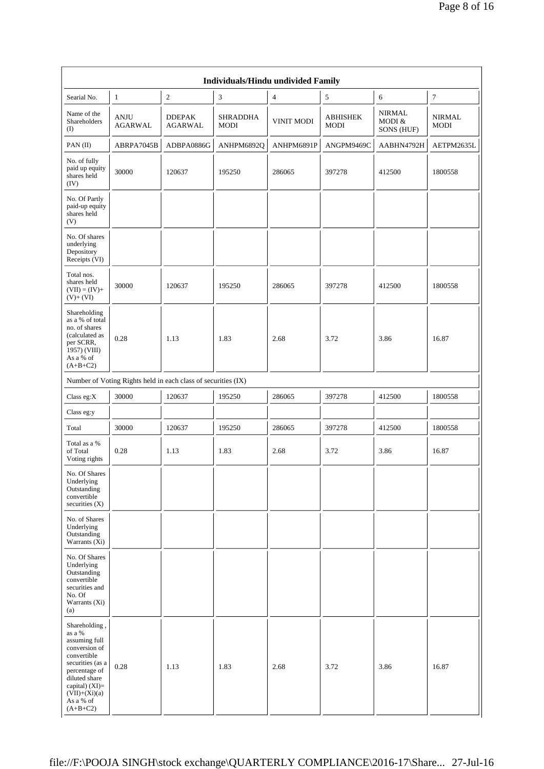| Individuals/Hindu undivided Family | | | | | | | |
|---|---|---|---|---|---|---|---|
| Searial No. | 1 | 2 | 3 | 4 | 5 | 6 | 7 |
| Name of the Shareholders (I) | ANJU AGARWAL | DDEPAK AGARWAL | SHRADDHA MODI | VINIT MODI | ABHISHEK MODI | NIRMAL MODI & SONS (HUF) | NIRMAL MODI |
| PAN (II) | ABRPA7045B | ADBPA0886G | ANHPM6892Q | ANHPM6891P | ANGPM9469C | AABHN4792H | AETPM2635L |
| No. of fully paid up equity shares held (IV) | 30000 | 120637 | 195250 | 286065 | 397278 | 412500 | 1800558 |
| No. Of Partly paid-up equity shares held (V) | | | | | | | |
| No. Of shares underlying Depository Receipts (VI) | | | | | | | |
| Total nos. shares held (VII) = (IV)+ (V)+ (VI) | 30000 | 120637 | 195250 | 286065 | 397278 | 412500 | 1800558 |
| Shareholding as a % of total no. of shares (calculated as per SCRR, 1957) (VIII) As a % of (A+B+C2) | 0.28 | 1.13 | 1.83 | 2.68 | 3.72 | 3.86 | 16.87 |
| Number of Voting Rights held in each class of securities (IX) | | | | | | | |
| Class eg:X | 30000 | 120637 | 195250 | 286065 | 397278 | 412500 | 1800558 |
| Class eg:y | | | | | | | |
| Total | 30000 | 120637 | 195250 | 286065 | 397278 | 412500 | 1800558 |
| Total as a % of Total Voting rights | 0.28 | 1.13 | 1.83 | 2.68 | 3.72 | 3.86 | 16.87 |
| No. Of Shares Underlying Outstanding convertible securities (X) | | | | | | | |
| No. of Shares Underlying Outstanding Warrants (Xi) | | | | | | | |
| No. Of Shares Underlying Outstanding convertible securities and No. Of Warrants (Xi) (a) | | | | | | | |
| Shareholding , as a % assuming full conversion of convertible securities (as a percentage of diluted share capital) (XI)= (VII)+(Xi)(a) As a % of (A+B+C2) | 0.28 | 1.13 | 1.83 | 2.68 | 3.72 | 3.86 | 16.87 |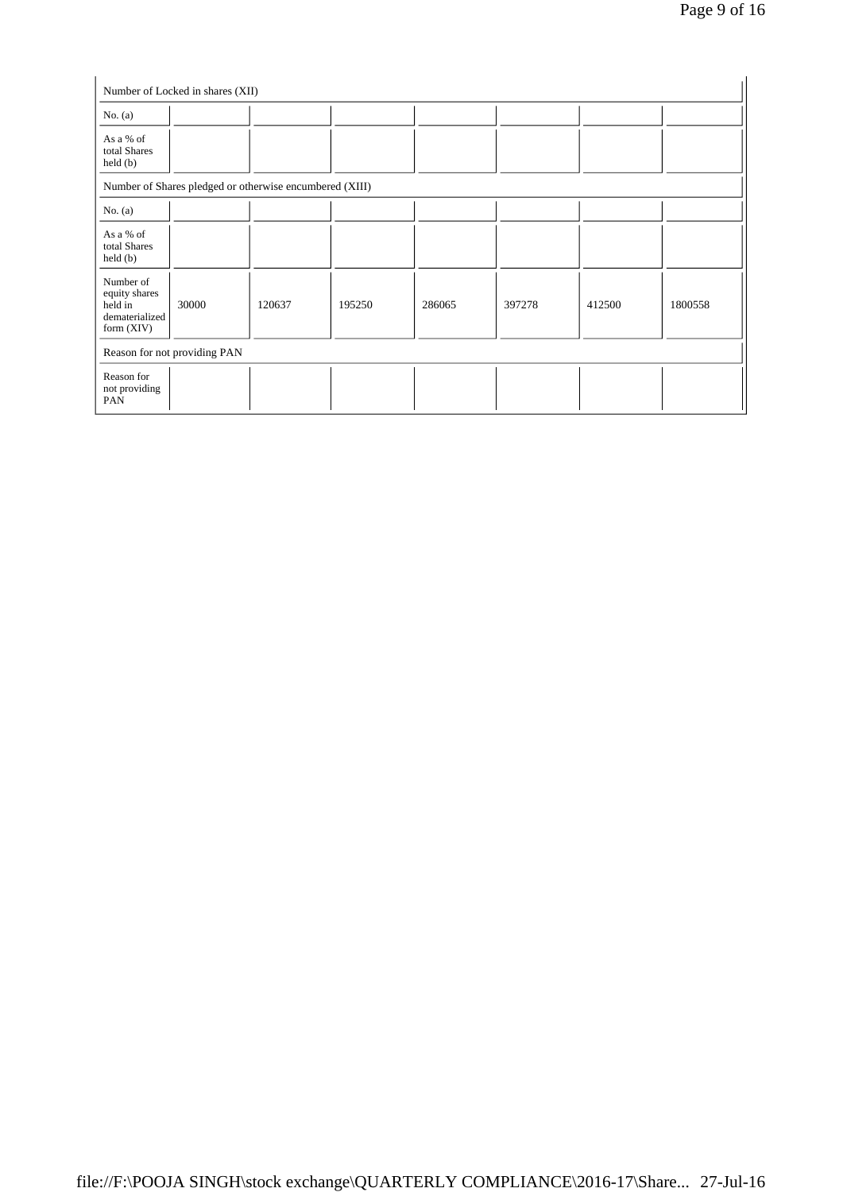| | | | | | | | |
|---|---|---|---|---|---|---|---|
| Number of Locked in shares (XII) | | | | | | | |
| No. (a) | | | | | | | |
| As a % of total Shares held (b) | | | | | | | |
| Number of Shares pledged or otherwise encumbered (XIII) | | | | | | | |
| No. (a) | | | | | | | |
| As a % of total Shares held (b) | | | | | | | |
| Number of equity shares held in dematerialized form (XIV) | 30000 | 120637 | 195250 | 286065 | 397278 | 412500 | 1800558 |
| Reason for not providing PAN | | | | | | | |
| Reason for not providing PAN | | | | | | | |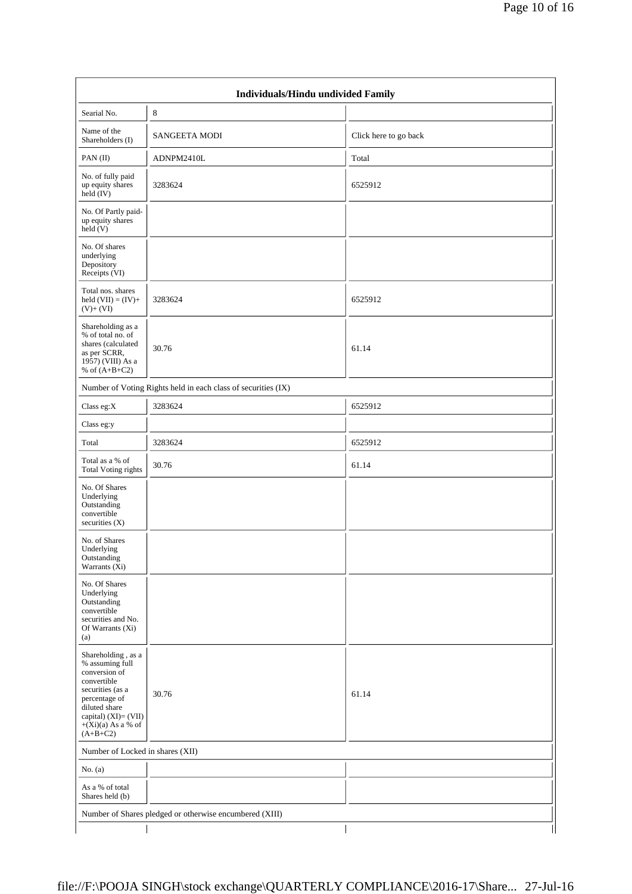| Individuals/Hindu undivided Family | | |
|---|---|---|
| Searial No. | 8 | |
| Name of the Shareholders (I) | SANGEETA MODI | Click here to go back |
| PAN (II) | ADNPM2410L | Total |
| No. of fully paid up equity shares held (IV) | 3283624 | 6525912 |
| No. Of Partly paid-up equity shares held (V) | | |
| No. Of shares underlying Depository Receipts (VI) | | |
| Total nos. shares held (VII) = (IV)+(V)+ (VI) | 3283624 | 6525912 |
| Shareholding as a % of total no. of shares (calculated as per SCRR, 1957) (VIII) As a % of (A+B+C2) | 30.76 | 61.14 |
| Number of Voting Rights held in each class of securities (IX) | | |
| Class eg:X | 3283624 | 6525912 |
| Class eg:y | | |
| Total | 3283624 | 6525912 |
| Total as a % of Total Voting rights | 30.76 | 61.14 |
| No. Of Shares Underlying Outstanding convertible securities (X) | | |
| No. of Shares Underlying Outstanding Warrants (Xi) | | |
| No. Of Shares Underlying Outstanding convertible securities and No. Of Warrants (Xi) (a) | | |
| Shareholding , as a % assuming full conversion of convertible securities (as a percentage of diluted share capital) (XI)= (VII)+(Xi)(a) As a % of (A+B+C2) | 30.76 | 61.14 |
| Number of Locked in shares (XII) | | |
| No. (a) | | |
| As a % of total Shares held (b) | | |
| Number of Shares pledged or otherwise encumbered (XIII) | | |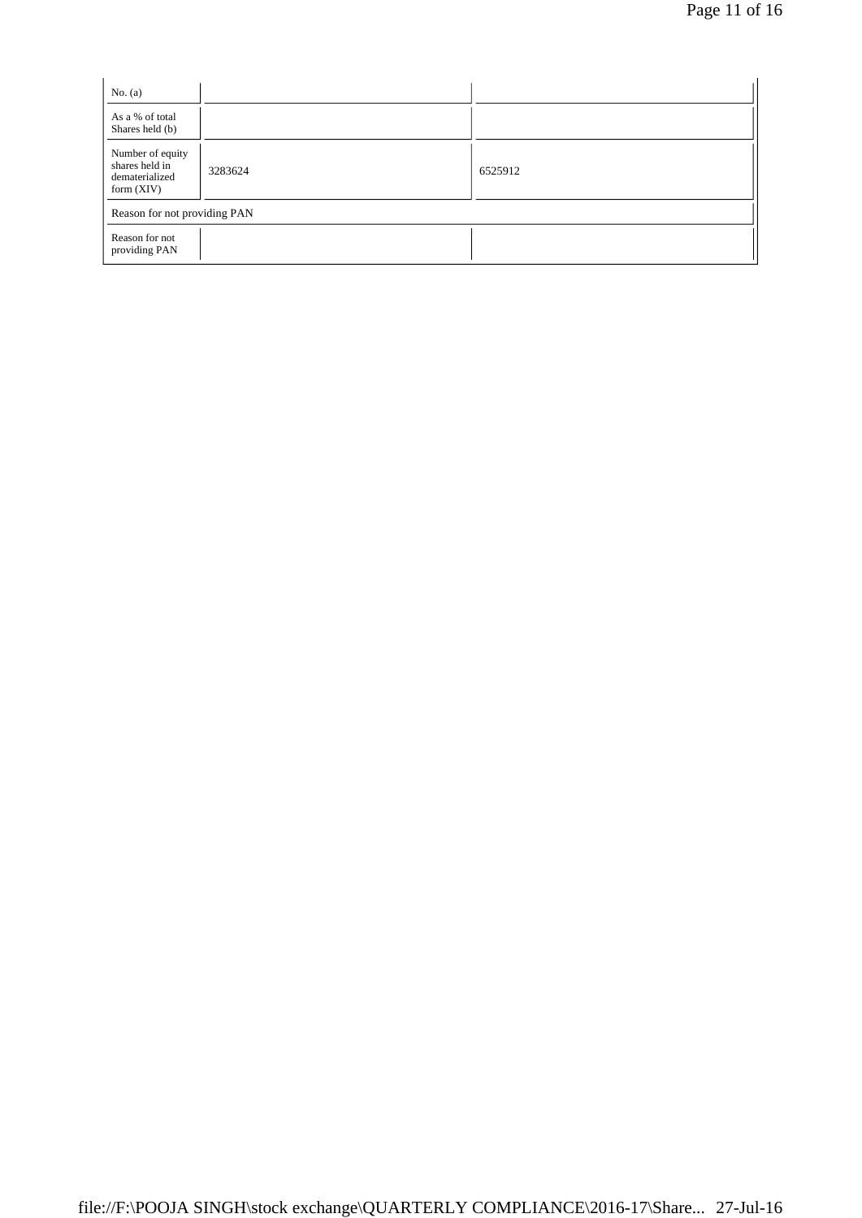| | | |
|---|---|---|
| No. (a) | | |
| As a % of total Shares held (b) | | |
| Number of equity shares held in dematerialized form (XIV) | 3283624 | 6525912 |
| Reason for not providing PAN | | |
| Reason for not providing PAN | | |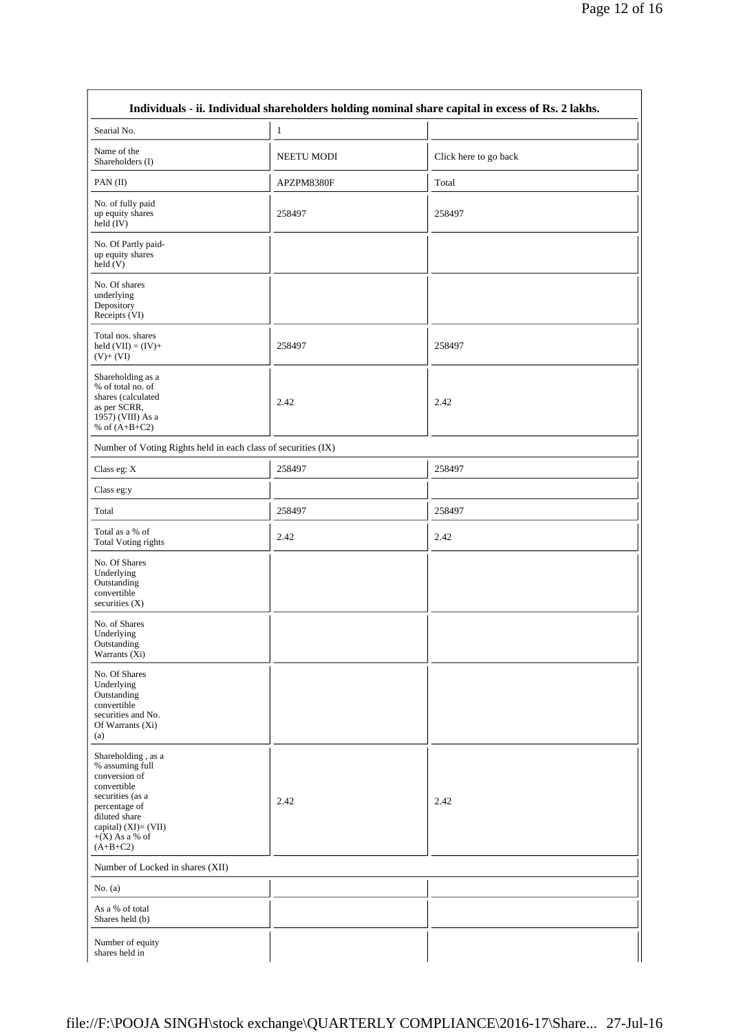| Individuals - ii. Individual shareholders holding nominal share capital in excess of Rs. 2 lakhs. | | |
|---|---|---|
| Searial No. | 1 | |
| Name of the Shareholders (I) | NEETU MODI | Click here to go back |
| PAN (II) | APZPM8380F | Total |
| No. of fully paid up equity shares held (IV) | 258497 | 258497 |
| No. Of Partly paid-up equity shares held (V) | | |
| No. Of shares underlying Depository Receipts (VI) | | |
| Total nos. shares held (VII) = (IV)+ (V)+ (VI) | 258497 | 258497 |
| Shareholding as a % of total no. of shares (calculated as per SCRR, 1957) (VIII) As a % of (A+B+C2) | 2.42 | 2.42 |
| Number of Voting Rights held in each class of securities (IX) | | |
| Class eg: X | 258497 | 258497 |
| Class eg:y | | |
| Total | 258497 | 258497 |
| Total as a % of Total Voting rights | 2.42 | 2.42 |
| No. Of Shares Underlying Outstanding convertible securities (X) | | |
| No. of Shares Underlying Outstanding Warrants (Xi) | | |
| No. Of Shares Underlying Outstanding convertible securities and No. Of Warrants (Xi) (a) | | |
| Shareholding , as a % assuming full conversion of convertible securities (as a percentage of diluted share capital) (XI)= (VII) +(X) As a % of (A+B+C2) | 2.42 | 2.42 |
| Number of Locked in shares (XII) | | |
| No. (a) | | |
| As a % of total Shares held (b) | | |
| Number of equity shares held in | | |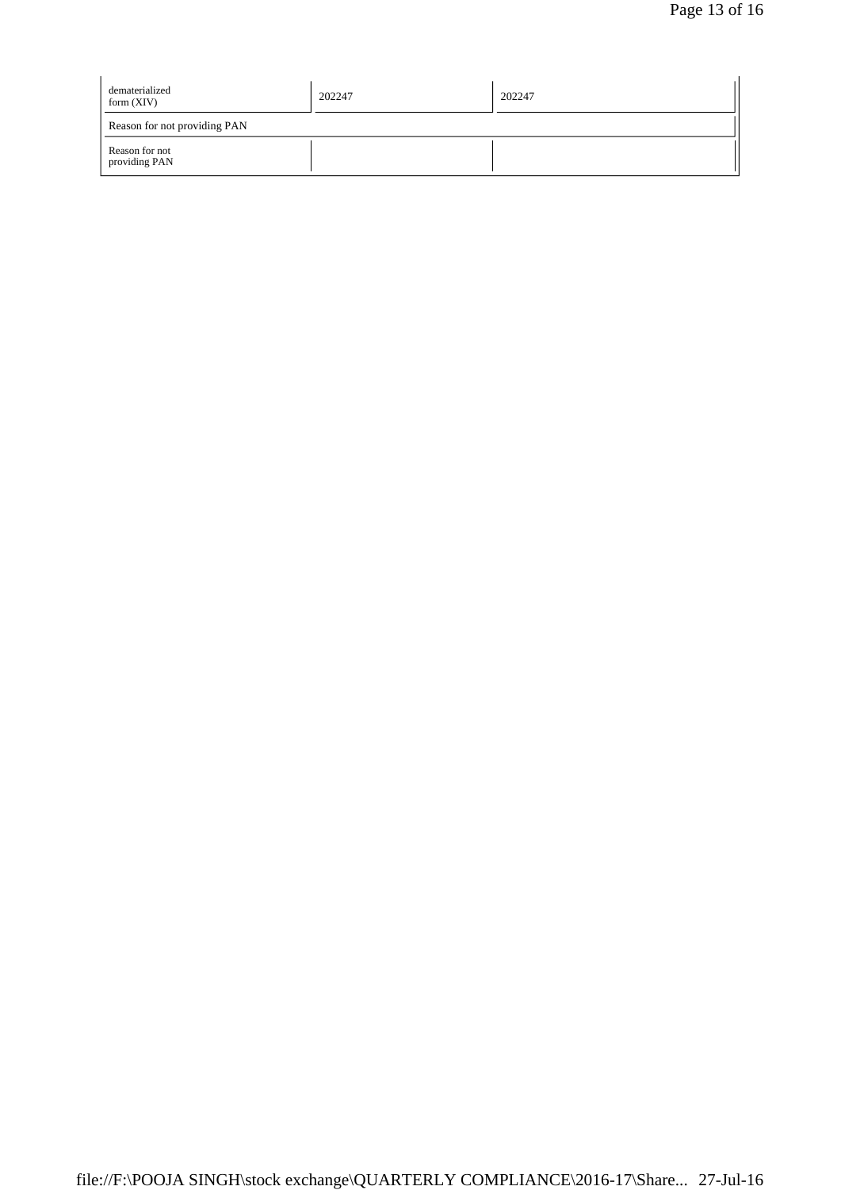| | | |
|---|---|---|
| dematerialized form (XIV) | 202247 | 202247 |
| Reason for not providing PAN | | |
| Reason for not providing PAN | | |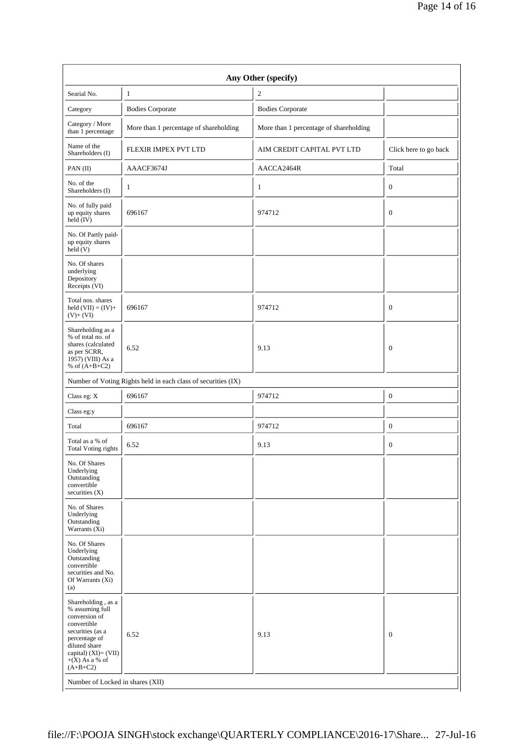| Any Other (specify) | | | |
|---|---|---|---|
| Searial No. | 1 | 2 | |
| Category | Bodies Corporate | Bodies Corporate | |
| Category / More than 1 percentage | More than 1 percentage of shareholding | More than 1 percentage of shareholding | |
| Name of the Shareholders (I) | FLEXIR IMPEX PVT LTD | AIM CREDIT CAPITAL PVT LTD | Click here to go back |
| PAN (II) | AAACF3674J | AACCA2464R | Total |
| No. of the Shareholders (I) | 1 | 1 | 0 |
| No. of fully paid up equity shares held (IV) | 696167 | 974712 | 0 |
| No. Of Partly paid-up equity shares held (V) | | | |
| No. Of shares underlying Depository Receipts (VI) | | | |
| Total nos. shares held (VII) = (IV)+ (V)+ (VI) | 696167 | 974712 | 0 |
| Shareholding as a % of total no. of shares (calculated as per SCRR, 1957) (VIII) As a % of (A+B+C2) | 6.52 | 9.13 | 0 |
| Number of Voting Rights held in each class of securities (IX) | | | |
| Class eg: X | 696167 | 974712 | 0 |
| Class eg:y | | | |
| Total | 696167 | 974712 | 0 |
| Total as a % of Total Voting rights | 6.52 | 9.13 | 0 |
| No. Of Shares Underlying Outstanding convertible securities (X) | | | |
| No. of Shares Underlying Outstanding Warrants (Xi) | | | |
| No. Of Shares Underlying Outstanding convertible securities and No. Of Warrants (Xi) (a) | | | |
| Shareholding , as a % assuming full conversion of convertible securities (as a percentage of diluted share capital) (XI)= (VII) +(X) As a % of (A+B+C2) | 6.52 | 9.13 | 0 |
| Number of Locked in shares (XII) | | | |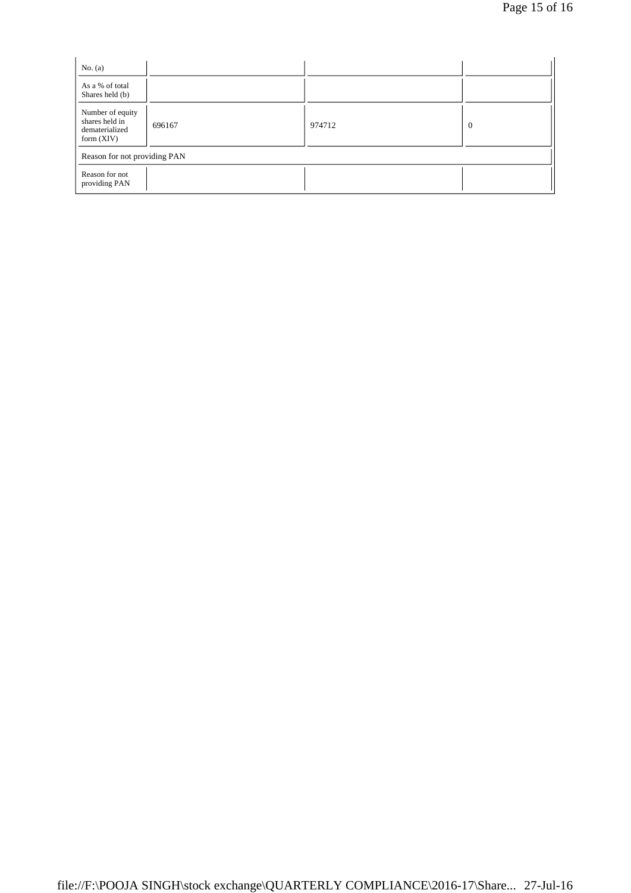| | | | |
|---|---|---|---|
| No. (a) | | | |
| As a % of total Shares held (b) | | | |
| Number of equity shares held in dematerialized form (XIV) | 696167 | 974712 | 0 |
| Reason for not providing PAN | | | |
| Reason for not providing PAN | | | |